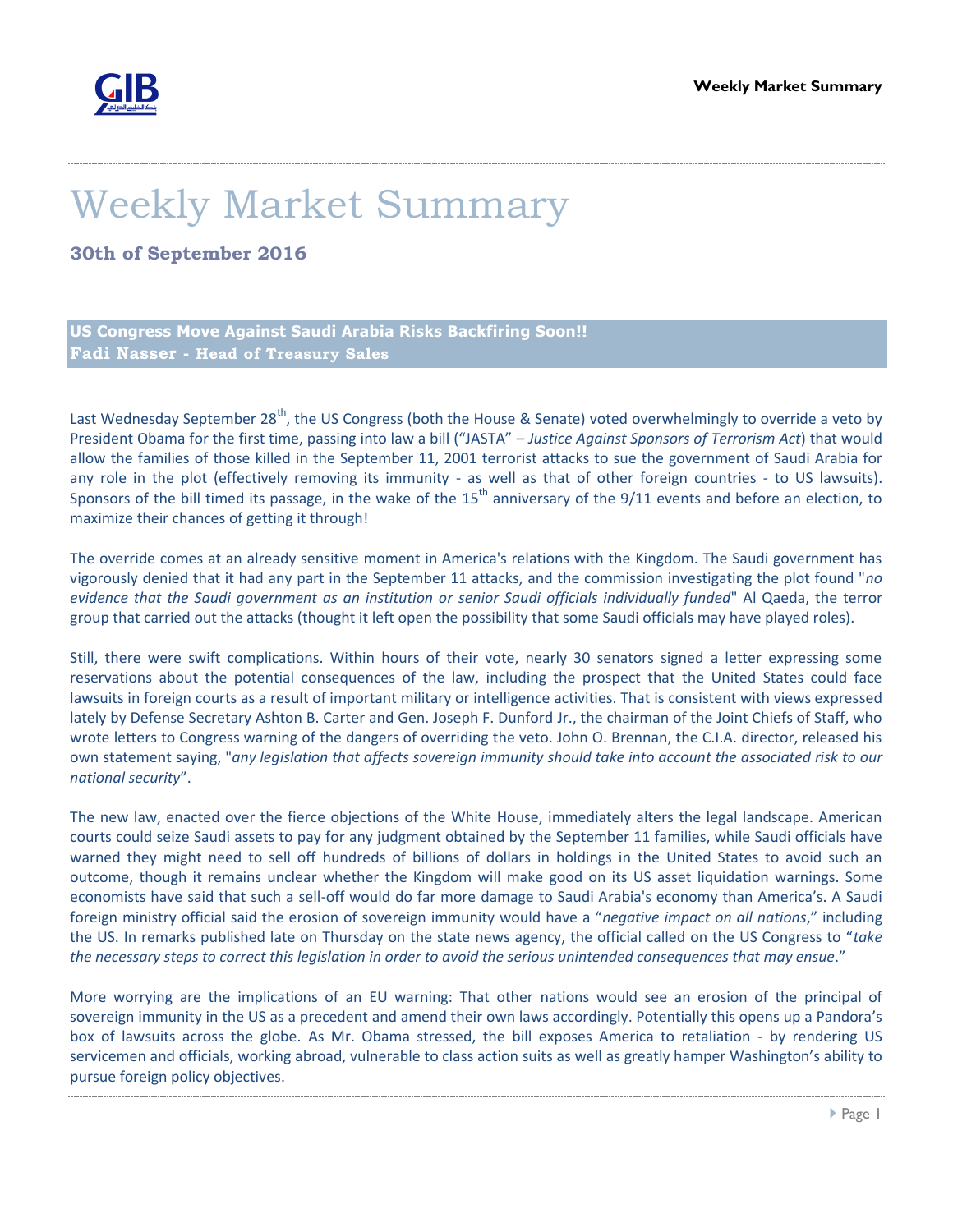# Weekly Market Summary

## 30th of September 2016

### US Congress Move Against Saudi Arabia Risks Backfiring Soon!!

**Fadi Nasser - Head of Treasury Sales**

Last Wednesday September 28th, the US Congress (both the House & Senate) voted overwhelmingly to override a veto by President Obama for the first time, passing into law a bill ("JASTA" – *Justice Against Sponsors of Terrorism Act*) that would allow the families of those killed in the September 11, 2001 terrorist attacks to sue the government of Saudi Arabia for any role in the plot (effectively removing its immunity - as well as that of other foreign countries - to US lawsuits). Sponsors of the bill timed its passage, in the wake of the 15th anniversary of the 9/11 events and before an election, to maximize their chances of getting it through!

The override comes at an already sensitive moment in America's relations with the Kingdom. The Saudi government has vigorously denied that it had any part in the September 11 attacks, and the commission investigating the plot found "*no evidence that the Saudi government as an institution or senior Saudi officials individually funded*" Al Qaeda, the terror group that carried out the attacks (thought it left open the possibility that some Saudi officials may have played roles).

Still, there were swift complications. Within hours of their vote, nearly 30 senators signed a letter expressing some reservations about the potential consequences of the law, including the prospect that the United States could face lawsuits in foreign courts as a result of important military or intelligence activities. That is consistent with views expressed lately by Defense Secretary Ashton B. Carter and Gen. Joseph F. Dunford Jr., the chairman of the Joint Chiefs of Staff, who wrote letters to Congress warning of the dangers of overriding the veto. John O. Brennan, the C.I.A. director, released his own statement saying, "*any legislation that affects sovereign immunity should take into account the associated risk to our national security*".

The new law, enacted over the fierce objections of the White House, immediately alters the legal landscape. American courts could seize Saudi assets to pay for any judgment obtained by the September 11 families, while Saudi officials have warned they might need to sell off hundreds of billions of dollars in holdings in the United States to avoid such an outcome, though it remains unclear whether the Kingdom will make good on its US asset liquidation warnings. Some economists have said that such a sell-off would do far more damage to Saudi Arabia's economy than America's. A Saudi foreign ministry official said the erosion of sovereign immunity would have a "*negative impact on all nations*," including the US. In remarks published late on Thursday on the state news agency, the official called on the US Congress to "*take the necessary steps to correct this legislation in order to avoid the serious unintended consequences that may ensue*."

More worrying are the implications of an EU warning: That other nations would see an erosion of the principal of sovereign immunity in the US as a precedent and amend their own laws accordingly. Potentially this opens up a Pandora's box of lawsuits across the globe. As Mr. Obama stressed, the bill exposes America to retaliation - by rendering US servicemen and officials, working abroad, vulnerable to class action suits as well as greatly hamper Washington's ability to pursue foreign policy objectives.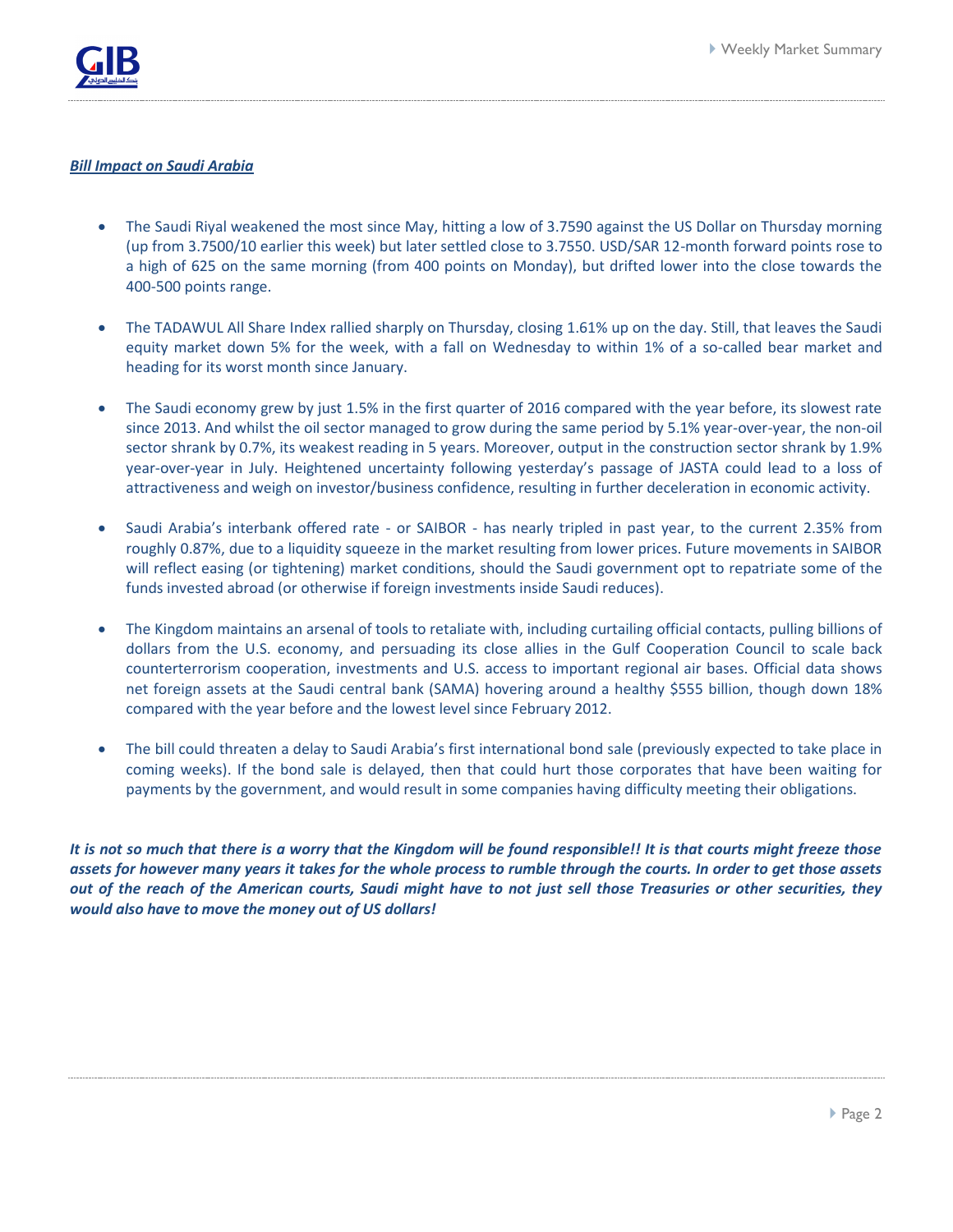***Bill Impact on Saudi Arabia***

- The Saudi Riyal weakened the most since May, hitting a low of 3.7590 against the US Dollar on Thursday morning (up from 3.7500/10 earlier this week) but later settled close to 3.7550. USD/SAR 12-month forward points rose to a high of 625 on the same morning (from 400 points on Monday), but drifted lower into the close towards the 400-500 points range.

- The TADAWUL All Share Index rallied sharply on Thursday, closing 1.61% up on the day. Still, that leaves the Saudi equity market down 5% for the week, with a fall on Wednesday to within 1% of a so-called bear market and heading for its worst month since January.

- The Saudi economy grew by just 1.5% in the first quarter of 2016 compared with the year before, its slowest rate since 2013. And whilst the oil sector managed to grow during the same period by 5.1% year-over-year, the non-oil sector shrank by 0.7%, its weakest reading in 5 years. Moreover, output in the construction sector shrank by 1.9% year-over-year in July. Heightened uncertainty following yesterday's passage of JASTA could lead to a loss of attractiveness and weigh on investor/business confidence, resulting in further deceleration in economic activity.

- Saudi Arabia's interbank offered rate - or SAIBOR - has nearly tripled in past year, to the current 2.35% from roughly 0.87%, due to a liquidity squeeze in the market resulting from lower prices. Future movements in SAIBOR will reflect easing (or tightening) market conditions, should the Saudi government opt to repatriate some of the funds invested abroad (or otherwise if foreign investments inside Saudi reduces).

- The Kingdom maintains an arsenal of tools to retaliate with, including curtailing official contacts, pulling billions of dollars from the U.S. economy, and persuading its close allies in the Gulf Cooperation Council to scale back counterterrorism cooperation, investments and U.S. access to important regional air bases. Official data shows net foreign assets at the Saudi central bank (SAMA) hovering around a healthy $555 billion, though down 18% compared with the year before and the lowest level since February 2012.

- The bill could threaten a delay to Saudi Arabia's first international bond sale (previously expected to take place in coming weeks). If the bond sale is delayed, then that could hurt those corporates that have been waiting for payments by the government, and would result in some companies having difficulty meeting their obligations.

***It is not so much that there is a worry that the Kingdom will be found responsible!! It is that courts might freeze those assets for however many years it takes for the whole process to rumble through the courts. In order to get those assets out of the reach of the American courts, Saudi might have to not just sell those Treasuries or other securities, they would also have to move the money out of US dollars!***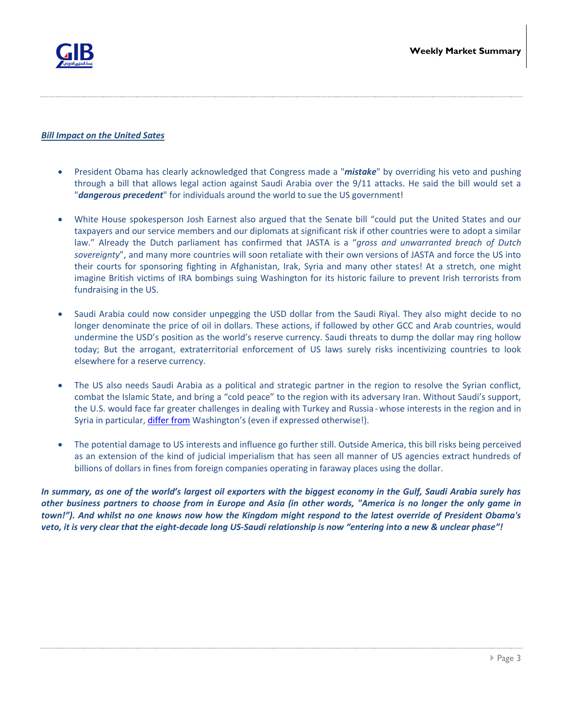***Bill Impact on the United Sates***

- President Obama has clearly acknowledged that Congress made a "***mistake***" by overriding his veto and pushing through a bill that allows legal action against Saudi Arabia over the 9/11 attacks. He said the bill would set a "***dangerous precedent***" for individuals around the world to sue the US government!

- White House spokesperson Josh Earnest also argued that the Senate bill "could put the United States and our taxpayers and our service members and our diplomats at significant risk if other countries were to adopt a similar law." Already the Dutch parliament has confirmed that JASTA is a "*gross and unwarranted breach of Dutch sovereignty*", and many more countries will soon retaliate with their own versions of JASTA and force the US into their courts for sponsoring fighting in Afghanistan, Irak, Syria and many other states! At a stretch, one might imagine British victims of IRA bombings suing Washington for its historic failure to prevent Irish terrorists from fundraising in the US.

- Saudi Arabia could now consider unpegging the USD dollar from the Saudi Riyal. They also might decide to no longer denominate the price of oil in dollars. These actions, if followed by other GCC and Arab countries, would undermine the USD's position as the world's reserve currency. Saudi threats to dump the dollar may ring hollow today; But the arrogant, extraterritorial enforcement of US laws surely risks incentivizing countries to look elsewhere for a reserve currency.

- The US also needs Saudi Arabia as a political and strategic partner in the region to resolve the Syrian conflict, combat the Islamic State, and bring a "cold peace" to the region with its adversary Iran. Without Saudi's support, the U.S. would face far greater challenges in dealing with Turkey and Russia - whose interests in the region and in Syria in particular, differ from Washington's (even if expressed otherwise!).

- The potential damage to US interests and influence go further still. Outside America, this bill risks being perceived as an extension of the kind of judicial imperialism that has seen all manner of US agencies extract hundreds of billions of dollars in fines from foreign companies operating in faraway places using the dollar.

***In summary, as one of the world's largest oil exporters with the biggest economy in the Gulf, Saudi Arabia surely has other business partners to choose from in Europe and Asia (in other words, "America is no longer the only game in town!"). And whilst no one knows now how the Kingdom might respond to the latest override of President Obama's veto, it is very clear that the eight-decade long US-Saudi relationship is now "entering into a new & unclear phase"!***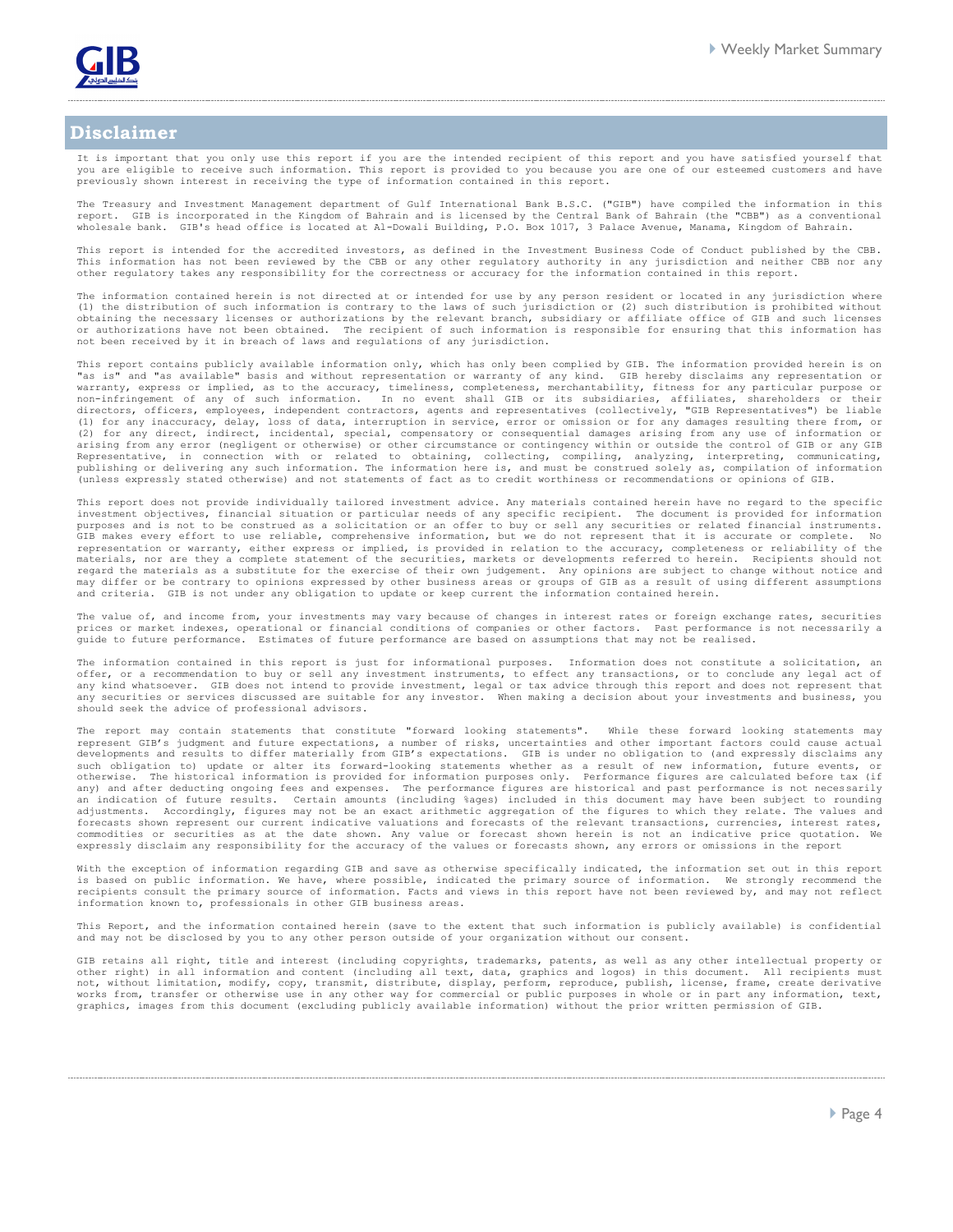# Disclaimer

It is important that you only use this report if you are the intended recipient of this report and you have satisfied yourself that you are eligible to receive such information. This report is provided to you because you are one of our esteemed customers and have previously shown interest in receiving the type of information contained in this report.

The Treasury and Investment Management department of Gulf International Bank B.S.C. ("GIB") have compiled the information in this report. GIB is incorporated in the Kingdom of Bahrain and is licensed by the Central Bank of Bahrain (the "CBB") as a conventional wholesale bank. GIB's head office is located at Al-Dowali Building, P.O. Box 1017, 3 Palace Avenue, Manama, Kingdom of Bahrain.

This report is intended for the accredited investors, as defined in the Investment Business Code of Conduct published by the CBB. This information has not been reviewed by the CBB or any other regulatory authority in any jurisdiction and neither CBB nor any other regulatory takes any responsibility for the correctness or accuracy for the information contained in this report.

The information contained herein is not directed at or intended for use by any person resident or located in any jurisdiction where (1) the distribution of such information is contrary to the laws of such jurisdiction or (2) such distribution is prohibited without obtaining the necessary licenses or authorizations by the relevant branch, subsidiary or affiliate office of GIB and such licenses or authorizations have not been obtained. The recipient of such information is responsible for ensuring that this information has not been received by it in breach of laws and regulations of any jurisdiction.

This report contains publicly available information only, which has only been complied by GIB. The information provided herein is on "as is" and "as available" basis and without representation or warranty of any kind. GIB hereby disclaims any representation or warranty, express or implied, as to the accuracy, timeliness, completeness, merchantability, fitness for any particular purpose or non-infringement of any of such information. In no event shall GIB or its subsidiaries, affiliates, shareholders or their directors, officers, employees, independent contractors, agents and representatives (collectively, "GIB Representatives") be liable (1) for any inaccuracy, delay, loss of data, interruption in service, error or omission or for any damages resulting there from, or (2) for any direct, indirect, incidental, special, compensatory or consequential damages arising from any use of information or arising from any error (negligent or otherwise) or other circumstance or contingency within or outside the control of GIB or any GIB Representative, in connection with or related to obtaining, collecting, compiling, analyzing, interpreting, communicating, publishing or delivering any such information. The information here is, and must be construed solely as, compilation of information (unless expressly stated otherwise) and not statements of fact as to credit worthiness or recommendations or opinions of GIB.

This report does not provide individually tailored investment advice. Any materials contained herein have no regard to the specific investment objectives, financial situation or particular needs of any specific recipient. The document is provided for information purposes and is not to be construed as a solicitation or an offer to buy or sell any securities or related financial instruments. GIB makes every effort to use reliable, comprehensive information, but we do not represent that it is accurate or complete. No representation or warranty, either express or implied, is provided in relation to the accuracy, completeness or reliability of the materials, nor are they a complete statement of the securities, markets or developments referred to herein. Recipients should not regard the materials as a substitute for the exercise of their own judgement. Any opinions are subject to change without notice and may differ or be contrary to opinions expressed by other business areas or groups of GIB as a result of using different assumptions and criteria. GIB is not under any obligation to update or keep current the information contained herein.

The value of, and income from, your investments may vary because of changes in interest rates or foreign exchange rates, securities prices or market indexes, operational or financial conditions of companies or other factors. Past performance is not necessarily a guide to future performance. Estimates of future performance are based on assumptions that may not be realised.

The information contained in this report is just for informational purposes. Information does not constitute a solicitation, an offer, or a recommendation to buy or sell any investment instruments, to effect any transactions, or to conclude any legal act of any kind whatsoever. GIB does not intend to provide investment, legal or tax advice through this report and does not represent that any securities or services discussed are suitable for any investor. When making a decision about your investments and business, you should seek the advice of professional advisors.

The report may contain statements that constitute "forward looking statements". While these forward looking statements may represent GIB's judgment and future expectations, a number of risks, uncertainties and other important factors could cause actual developments and results to differ materially from GIB's expectations. GIB is under no obligation to (and expressly disclaims any such obligation to) update or alter its forward-looking statements whether as a result of new information, future events, or otherwise. The historical information is provided for information purposes only. Performance figures are calculated before tax (if any) and after deducting ongoing fees and expenses. The performance figures are historical and past performance is not necessarily an indication of future results. Certain amounts (including %ages) included in this document may have been subject to rounding adjustments. Accordingly, figures may not be an exact arithmetic aggregation of the figures to which they relate. The values and forecasts shown represent our current indicative valuations and forecasts of the relevant transactions, currencies, interest rates, commodities or securities as at the date shown. Any value or forecast shown herein is not an indicative price quotation. We expressly disclaim any responsibility for the accuracy of the values or forecasts shown, any errors or omissions in the report

With the exception of information regarding GIB and save as otherwise specifically indicated, the information set out in this report is based on public information. We have, where possible, indicated the primary source of information. We strongly recommend the recipients consult the primary source of information. Facts and views in this report have not been reviewed by, and may not reflect information known to, professionals in other GIB business areas.

This Report, and the information contained herein (save to the extent that such information is publicly available) is confidential and may not be disclosed by you to any other person outside of your organization without our consent.

GIB retains all right, title and interest (including copyrights, trademarks, patents, as well as any other intellectual property or other right) in all information and content (including all text, data, graphics and logos) in this document. All recipients must not, without limitation, modify, copy, transmit, distribute, display, perform, reproduce, publish, license, frame, create derivative works from, transfer or otherwise use in any other way for commercial or public purposes in whole or in part any information, text, graphics, images from this document (excluding publicly available information) without the prior written permission of GIB.